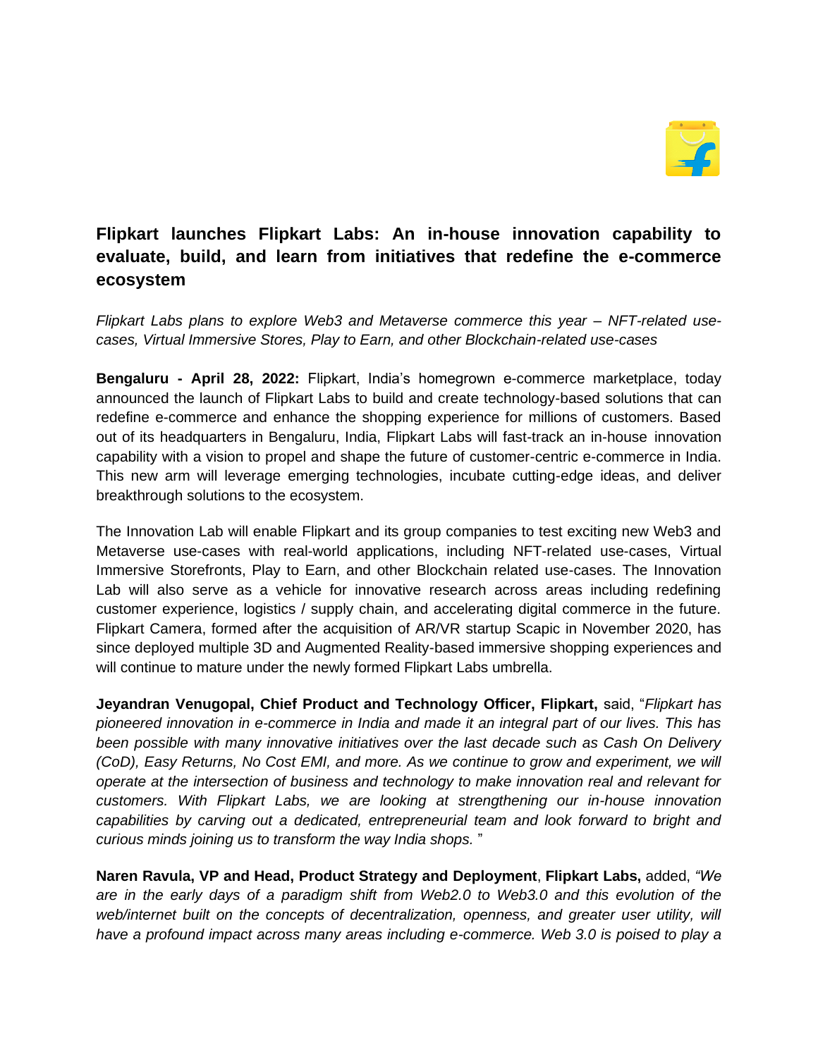# Flipkart launches Flipkart Labs: An in-house innovation capability to evaluate, build, and learn from initiatives that redefine the e-commerce ecosystem

*Flipkart Labs plans to explore Web3 and Metaverse commerce this year – NFT-related use-cases, Virtual Immersive Stores, Play to Earn, and other Blockchain-related use-cases*

**Bengaluru - April 28, 2022:** Flipkart, India's homegrown e-commerce marketplace, today announced the launch of Flipkart Labs to build and create technology-based solutions that can redefine e-commerce and enhance the shopping experience for millions of customers. Based out of its headquarters in Bengaluru, India, Flipkart Labs will fast-track an in-house innovation capability with a vision to propel and shape the future of customer-centric e-commerce in India. This new arm will leverage emerging technologies, incubate cutting-edge ideas, and deliver breakthrough solutions to the ecosystem.

The Innovation Lab will enable Flipkart and its group companies to test exciting new Web3 and Metaverse use-cases with real-world applications, including NFT-related use-cases, Virtual Immersive Storefronts, Play to Earn, and other Blockchain related use-cases. The Innovation Lab will also serve as a vehicle for innovative research across areas including redefining customer experience, logistics / supply chain, and accelerating digital commerce in the future. Flipkart Camera, formed after the acquisition of AR/VR startup Scapic in November 2020, has since deployed multiple 3D and Augmented Reality-based immersive shopping experiences and will continue to mature under the newly formed Flipkart Labs umbrella.

**Jeyandran Venugopal, Chief Product and Technology Officer, Flipkart,** said, "*Flipkart has pioneered innovation in e-commerce in India and made it an integral part of our lives. This has been possible with many innovative initiatives over the last decade such as Cash On Delivery (CoD), Easy Returns, No Cost EMI, and more. As we continue to grow and experiment, we will operate at the intersection of business and technology to make innovation real and relevant for customers. With Flipkart Labs, we are looking at strengthening our in-house innovation capabilities by carving out a dedicated, entrepreneurial team and look forward to bright and curious minds joining us to transform the way India shops.* "

**Naren Ravula, VP and Head, Product Strategy and Deployment**, **Flipkart Labs,** added, *"We are in the early days of a paradigm shift from Web2.0 to Web3.0 and this evolution of the web/internet built on the concepts of decentralization, openness, and greater user utility, will have a profound impact across many areas including e-commerce. Web 3.0 is poised to play a*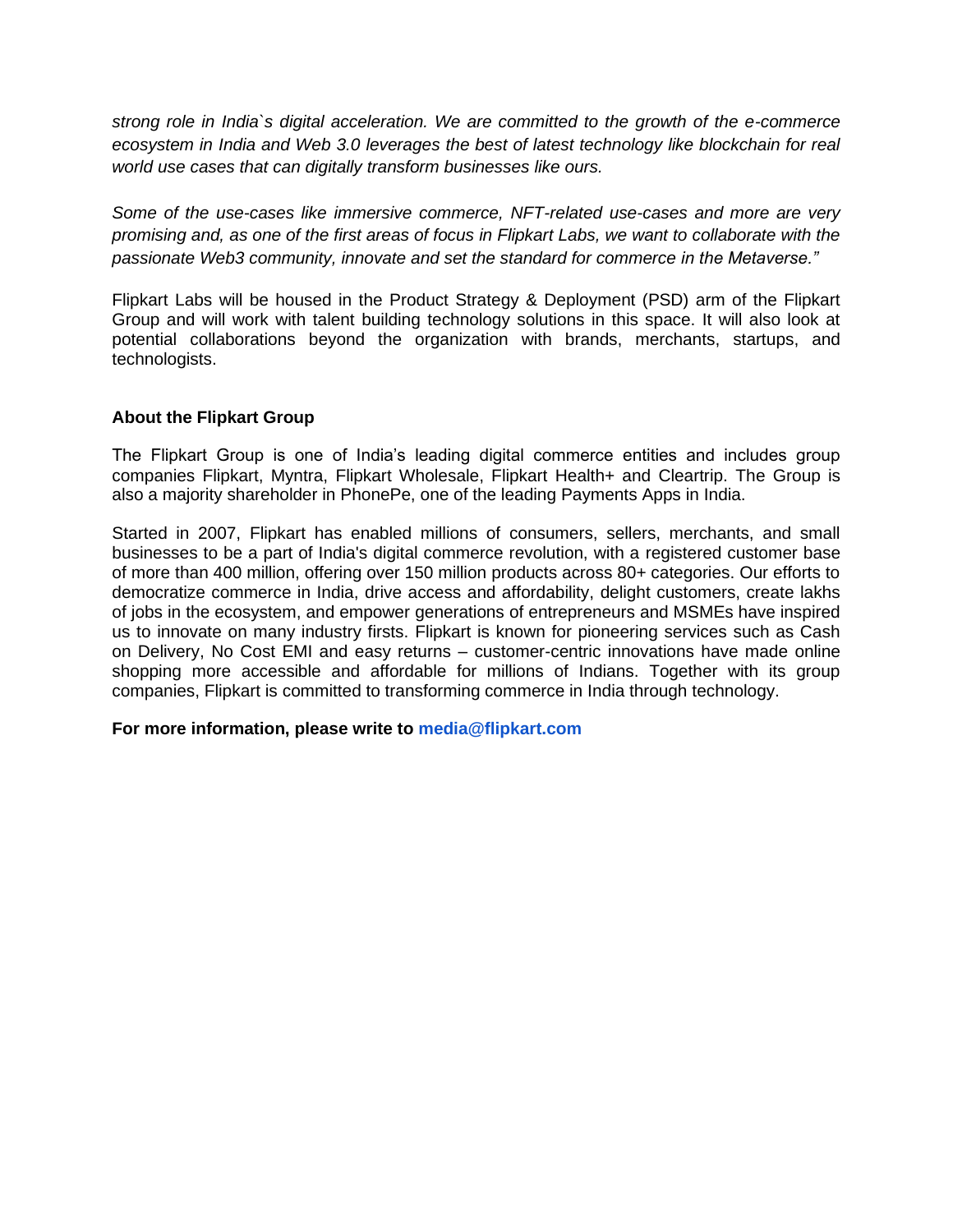*strong role in India`s digital acceleration. We are committed to the growth of the e-commerce ecosystem in India and Web 3.0 leverages the best of latest technology like blockchain for real world use cases that can digitally transform businesses like ours.*

*Some of the use-cases like immersive commerce, NFT-related use-cases and more are very promising and, as one of the first areas of focus in Flipkart Labs, we want to collaborate with the passionate Web3 community, innovate and set the standard for commerce in the Metaverse."*

Flipkart Labs will be housed in the Product Strategy & Deployment (PSD) arm of the Flipkart Group and will work with talent building technology solutions in this space. It will also look at potential collaborations beyond the organization with brands, merchants, startups, and technologists.

**About the Flipkart Group**

The Flipkart Group is one of India's leading digital commerce entities and includes group companies Flipkart, Myntra, Flipkart Wholesale, Flipkart Health+ and Cleartrip. The Group is also a majority shareholder in PhonePe, one of the leading Payments Apps in India.

Started in 2007, Flipkart has enabled millions of consumers, sellers, merchants, and small businesses to be a part of India's digital commerce revolution, with a registered customer base of more than 400 million, offering over 150 million products across 80+ categories. Our efforts to democratize commerce in India, drive access and affordability, delight customers, create lakhs of jobs in the ecosystem, and empower generations of entrepreneurs and MSMEs have inspired us to innovate on many industry firsts. Flipkart is known for pioneering services such as Cash on Delivery, No Cost EMI and easy returns – customer-centric innovations have made online shopping more accessible and affordable for millions of Indians. Together with its group companies, Flipkart is committed to transforming commerce in India through technology.

**For more information, please write to media@flipkart.com**